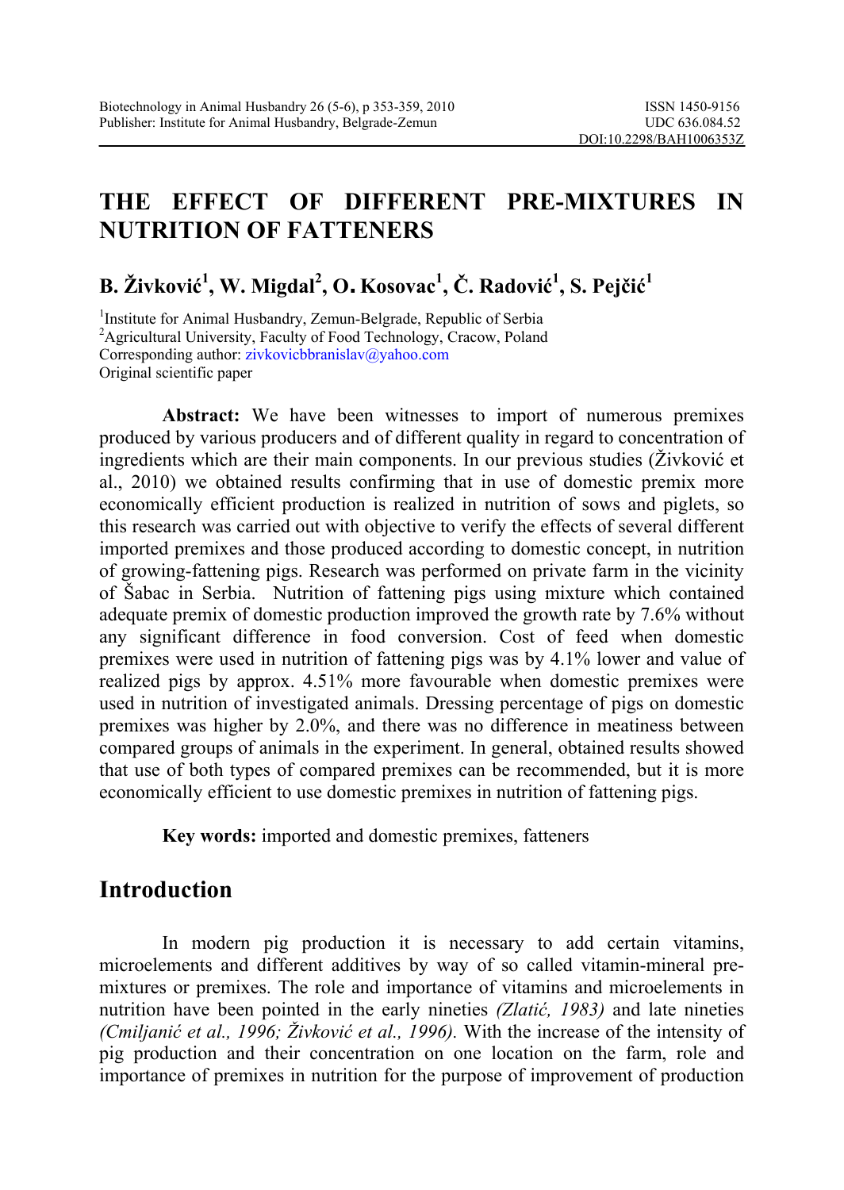# THE EFFECT OF DIFFERENT PRE-MIXTURES IN NUTRITION OF FATTENERS

## B. Živković[1], W. Migdal[2], O. Kosovac[1], Č. Radović[1], S. Pejčić[1]

[1]Institute for Animal Husbandry, Zemun-Belgrade, Republic of Serbia
[2]Agricultural University, Faculty of Food Technology, Cracow, Poland
Corresponding author: zivkovicbbranislav@yahoo.com
Original scientific paper

**Abstract:** We have been witnesses to import of numerous premixes produced by various producers and of different quality in regard to concentration of ingredients which are their main components. In our previous studies (Živković et al., 2010) we obtained results confirming that in use of domestic premix more economically efficient production is realized in nutrition of sows and piglets, so this research was carried out with objective to verify the effects of several different imported premixes and those produced according to domestic concept, in nutrition of growing-fattening pigs. Research was performed on private farm in the vicinity of Šabac in Serbia. Nutrition of fattening pigs using mixture which contained adequate premix of domestic production improved the growth rate by 7.6% without any significant difference in food conversion. Cost of feed when domestic premixes were used in nutrition of fattening pigs was by 4.1% lower and value of realized pigs by approx. 4.51% more favourable when domestic premixes were used in nutrition of investigated animals. Dressing percentage of pigs on domestic premixes was higher by 2.0%, and there was no difference in meatiness between compared groups of animals in the experiment. In general, obtained results showed that use of both types of compared premixes can be recommended, but it is more economically efficient to use domestic premixes in nutrition of fattening pigs.

**Key words:** imported and domestic premixes, fatteners

## Introduction

In modern pig production it is necessary to add certain vitamins, microelements and different additives by way of so called vitamin-mineral pre-mixtures or premixes. The role and importance of vitamins and microelements in nutrition have been pointed in the early nineties *(Zlatić, 1983)* and late nineties *(Cmiljanić et al., 1996; Živković et al., 1996).* With the increase of the intensity of pig production and their concentration on one location on the farm, role and importance of premixes in nutrition for the purpose of improvement of production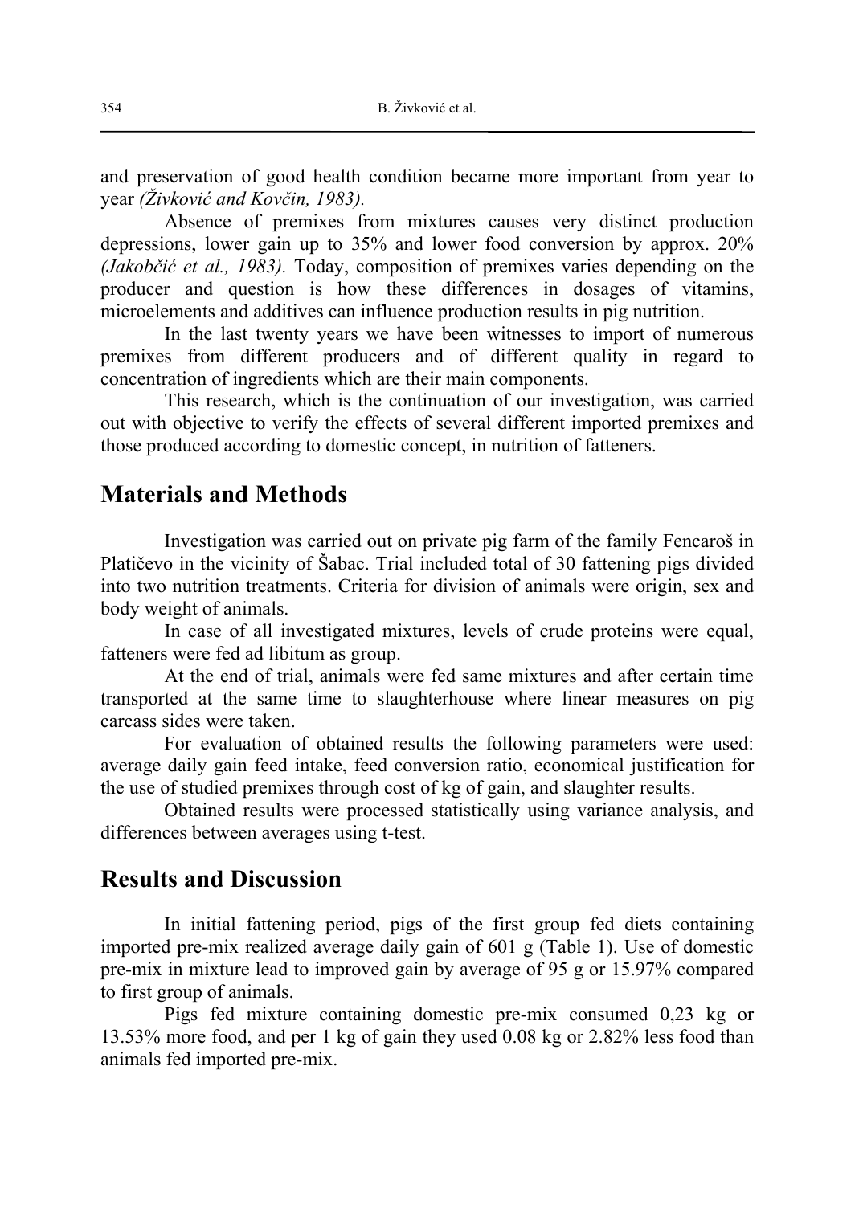and preservation of good health condition became more important from year to year *(Živković and Kovčin, 1983).*

Absence of premixes from mixtures causes very distinct production depressions, lower gain up to 35% and lower food conversion by approx. 20% *(Jakobčić et al., 1983).* Today, composition of premixes varies depending on the producer and question is how these differences in dosages of vitamins, microelements and additives can influence production results in pig nutrition.

In the last twenty years we have been witnesses to import of numerous premixes from different producers and of different quality in regard to concentration of ingredients which are their main components.

This research, which is the continuation of our investigation, was carried out with objective to verify the effects of several different imported premixes and those produced according to domestic concept, in nutrition of fatteners.

## Materials and Methods

Investigation was carried out on private pig farm of the family Fencaroš in Platičevo in the vicinity of Šabac. Trial included total of 30 fattening pigs divided into two nutrition treatments. Criteria for division of animals were origin, sex and body weight of animals.

In case of all investigated mixtures, levels of crude proteins were equal, fatteners were fed ad libitum as group.

At the end of trial, animals were fed same mixtures and after certain time transported at the same time to slaughterhouse where linear measures on pig carcass sides were taken.

For evaluation of obtained results the following parameters were used: average daily gain feed intake, feed conversion ratio, economical justification for the use of studied premixes through cost of kg of gain, and slaughter results.

Obtained results were processed statistically using variance analysis, and differences between averages using t-test.

## Results and Discussion

In initial fattening period, pigs of the first group fed diets containing imported pre-mix realized average daily gain of 601 g (Table 1). Use of domestic pre-mix in mixture lead to improved gain by average of 95 g or 15.97% compared to first group of animals.

Pigs fed mixture containing domestic pre-mix consumed 0,23 kg or 13.53% more food, and per 1 kg of gain they used 0.08 kg or 2.82% less food than animals fed imported pre-mix.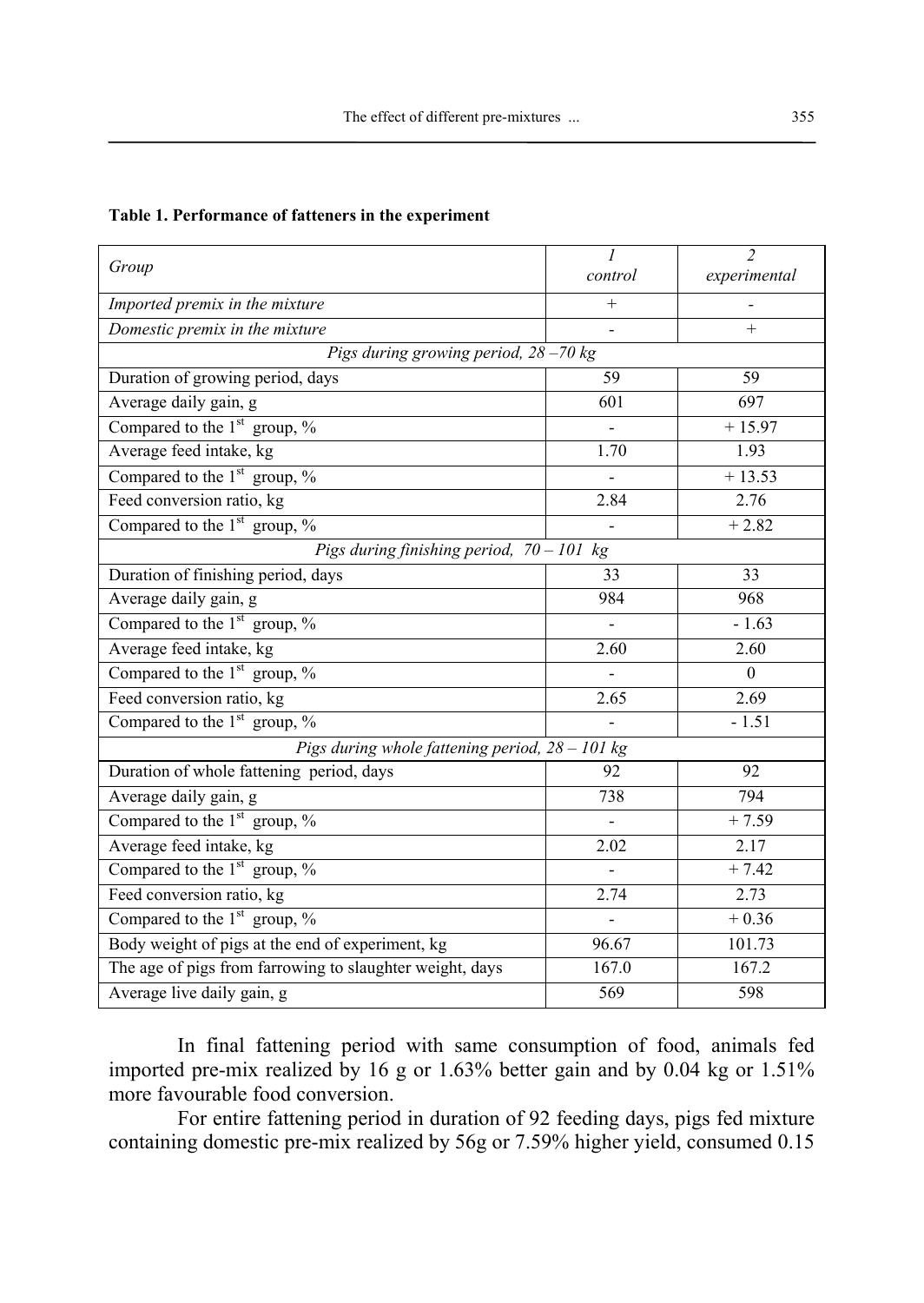**Table 1. Performance of fatteners in the experiment**

| *Group* | *1 control* | *2 experimental* |
|---|---|---|
| *Imported premix in the mixture* | + | - |
| *Domestic premix in the mixture* | - | + |
| *Pigs during growing period, 28 –70 kg* | | |
| Duration of growing period, days | 59 | 59 |
| Average daily gain, g | 601 | 697 |
| Compared to the 1st group, % | - | + 15.97 |
| Average feed intake, kg | 1.70 | 1.93 |
| Compared to the 1st group, % | - | + 13.53 |
| Feed conversion ratio, kg | 2.84 | 2.76 |
| Compared to the 1st group, % | - | + 2.82 |
| *Pigs during finishing period, 70 – 101 kg* | | |
| Duration of finishing period, days | 33 | 33 |
| Average daily gain, g | 984 | 968 |
| Compared to the 1st group, % | - | - 1.63 |
| Average feed intake, kg | 2.60 | 2.60 |
| Compared to the 1st group, % | - | 0 |
| Feed conversion ratio, kg | 2.65 | 2.69 |
| Compared to the 1st group, % | - | - 1.51 |
| *Pigs during whole fattening period, 28 – 101 kg* | | |
| Duration of whole fattening period, days | 92 | 92 |
| Average daily gain, g | 738 | 794 |
| Compared to the 1st group, % | - | + 7.59 |
| Average feed intake, kg | 2.02 | 2.17 |
| Compared to the 1st group, % | - | + 7.42 |
| Feed conversion ratio, kg | 2.74 | 2.73 |
| Compared to the 1st group, % | - | + 0.36 |
| Body weight of pigs at the end of experiment, kg | 96.67 | 101.73 |
| The age of pigs from farrowing to slaughter weight, days | 167.0 | 167.2 |
| Average live daily gain, g | 569 | 598 |

In final fattening period with same consumption of food, animals fed imported pre-mix realized by 16 g or 1.63% better gain and by 0.04 kg or 1.51% more favourable food conversion.

For entire fattening period in duration of 92 feeding days, pigs fed mixture containing domestic pre-mix realized by 56g or 7.59% higher yield, consumed 0.15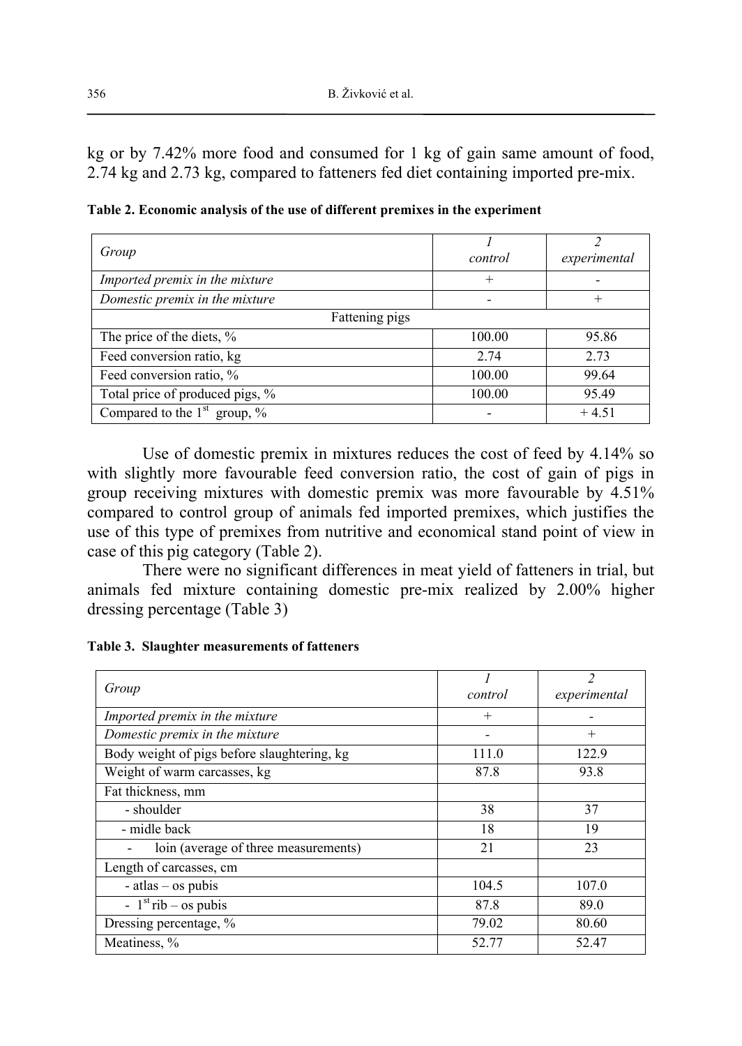kg or by 7.42% more food and consumed for 1 kg of gain same amount of food, 2.74 kg and 2.73 kg, compared to fatteners fed diet containing imported pre-mix.

**Table 2. Economic analysis of the use of different premixes in the experiment**

| *Group* | *1 control* | *2 experimental* |
|---|---|---|
| *Imported premix in the mixture* | + | - |
| *Domestic premix in the mixture* | - | + |
| Fattening pigs | | |
| The price of the diets, % | 100.00 | 95.86 |
| Feed conversion ratio, kg | 2.74 | 2.73 |
| Feed conversion ratio, % | 100.00 | 99.64 |
| Total price of produced pigs, % | 100.00 | 95.49 |
| Compared to the 1st group, % | - | + 4.51 |

Use of domestic premix in mixtures reduces the cost of feed by 4.14% so with slightly more favourable feed conversion ratio, the cost of gain of pigs in group receiving mixtures with domestic premix was more favourable by 4.51% compared to control group of animals fed imported premixes, which justifies the use of this type of premixes from nutritive and economical stand point of view in case of this pig category (Table 2).

There were no significant differences in meat yield of fatteners in trial, but animals fed mixture containing domestic pre-mix realized by 2.00% higher dressing percentage (Table 3)

**Table 3. Slaughter measurements of fatteners**

| *Group* | *1 control* | *2 experimental* |
|---|---|---|
| *Imported premix in the mixture* | + | - |
| *Domestic premix in the mixture* | - | + |
| Body weight of pigs before slaughtering, kg | 111.0 | 122.9 |
| Weight of warm carcasses, kg | 87.8 | 93.8 |
| Fat thickness, mm | | |
| - shoulder | 38 | 37 |
| - midle back | 18 | 19 |
| - loin (average of three measurements) | 21 | 23 |
| Length of carcasses, cm | | |
| - atlas – os pubis | 104.5 | 107.0 |
| - 1st rib – os pubis | 87.8 | 89.0 |
| Dressing percentage, % | 79.02 | 80.60 |
| Meatiness, % | 52.77 | 52.47 |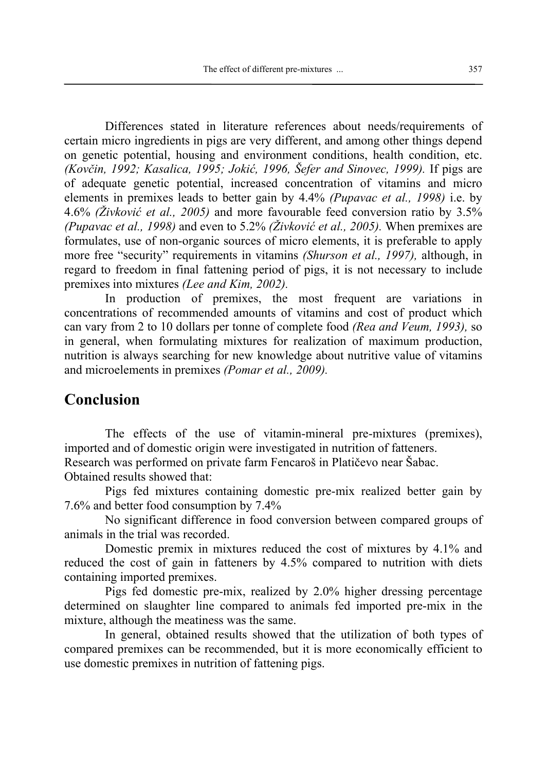Differences stated in literature references about needs/requirements of certain micro ingredients in pigs are very different, and among other things depend on genetic potential, housing and environment conditions, health condition, etc. *(Kovčin, 1992; Kasalica, 1995; Jokić, 1996, Šefer and Sinovec, 1999).* If pigs are of adequate genetic potential, increased concentration of vitamins and micro elements in premixes leads to better gain by 4.4% *(Pupavac et al., 1998)* i.e. by 4.6% *(Živković et al., 2005)* and more favourable feed conversion ratio by 3.5% *(Pupavac et al., 1998)* and even to 5.2% *(Živković et al., 2005).* When premixes are formulates, use of non-organic sources of micro elements, it is preferable to apply more free "security" requirements in vitamins *(Shurson et al., 1997),* although, in regard to freedom in final fattening period of pigs, it is not necessary to include premixes into mixtures *(Lee and Kim, 2002).*

In production of premixes, the most frequent are variations in concentrations of recommended amounts of vitamins and cost of product which can vary from 2 to 10 dollars per tonne of complete food *(Rea and Veum, 1993),* so in general, when formulating mixtures for realization of maximum production, nutrition is always searching for new knowledge about nutritive value of vitamins and microelements in premixes *(Pomar et al., 2009).*

## Conclusion

The effects of the use of vitamin-mineral pre-mixtures (premixes), imported and of domestic origin were investigated in nutrition of fatteners.
Research was performed on private farm Fencaroš in Platičevo near Šabac.
Obtained results showed that:

Pigs fed mixtures containing domestic pre-mix realized better gain by 7.6% and better food consumption by 7.4%

No significant difference in food conversion between compared groups of animals in the trial was recorded.

Domestic premix in mixtures reduced the cost of mixtures by 4.1% and reduced the cost of gain in fatteners by 4.5% compared to nutrition with diets containing imported premixes.

Pigs fed domestic pre-mix, realized by 2.0% higher dressing percentage determined on slaughter line compared to animals fed imported pre-mix in the mixture, although the meatiness was the same.

In general, obtained results showed that the utilization of both types of compared premixes can be recommended, but it is more economically efficient to use domestic premixes in nutrition of fattening pigs.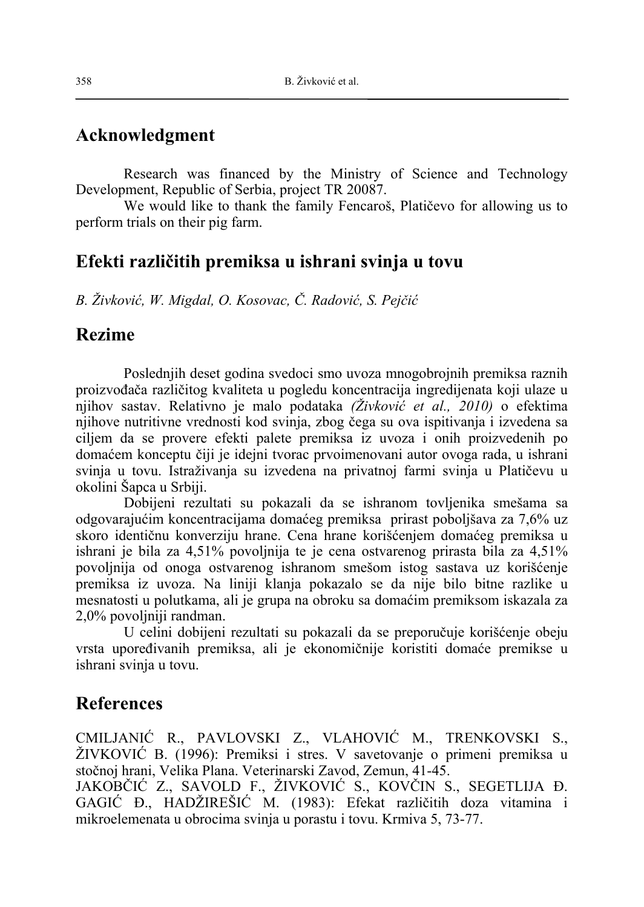## Acknowledgment

Research was financed by the Ministry of Science and Technology Development, Republic of Serbia, project TR 20087.

We would like to thank the family Fencaroš, Platičevo for allowing us to perform trials on their pig farm.

## Efekti različitih premiksa u ishrani svinja u tovu

*B. Živković, W. Migdal, O. Kosovac, Č. Radović, S. Pejčić*

## Rezime

Poslednjih deset godina svedoci smo uvoza mnogobrojnih premiksa raznih proizvođača različitog kvaliteta u pogledu koncentracija ingredijenata koji ulaze u njihov sastav. Relativno je malo podataka *(Živković et al., 2010)* o efektima njihove nutritivne vrednosti kod svinja, zbog čega su ova ispitivanja i izvedena sa ciljem da se provere efekti palete premiksa iz uvoza i onih proizvedenih po domaćem konceptu čiji je idejni tvorac prvoimenovani autor ovoga rada, u ishrani svinja u tovu. Istraživanja su izvedena na privatnoj farmi svinja u Platičevu u okolini Šapca u Srbiji.

Dobijeni rezultati su pokazali da se ishranom tovljenika smešama sa odgovarajućim koncentracijama domaćeg premiksa prirast poboljšava za 7,6% uz skoro identičnu konverziju hrane. Cena hrane korišćenjem domaćeg premiksa u ishrani je bila za 4,51% povoljnija te je cena ostvarenog prirasta bila za 4,51% povoljnija od onoga ostvarenog ishranom smešom istog sastava uz korišćenje premiksa iz uvoza. Na liniji klanja pokazalo se da nije bilo bitne razlike u mesnatosti u polutkama, ali je grupa na obroku sa domaćim premiksom iskazala za 2,0% povoljniji randman.

U celini dobijeni rezultati su pokazali da se preporučuje korišćenje obeju vrsta upoređivanih premiksa, ali je ekonomičnije koristiti domaće premikse u ishrani svinja u tovu.

## References

CMILJANIĆ R., PAVLOVSKI Z., VLAHOVIĆ M., TRENKOVSKI S., ŽIVKOVIĆ B. (1996): Premiksi i stres. V savetovanje o primeni premiksa u stočnoj hrani, Velika Plana. Veterinarski Zavod, Zemun, 41-45.

JAKOBČIĆ Z., SAVOLD F., ŽIVKOVIĆ S., KOVČIN S., SEGETLIJA Đ. GAGIĆ Đ., HADŽIREŠIĆ M. (1983): Efekat različitih doza vitamina i mikroelemenata u obrocima svinja u porastu i tovu. Krmiva 5, 73-77.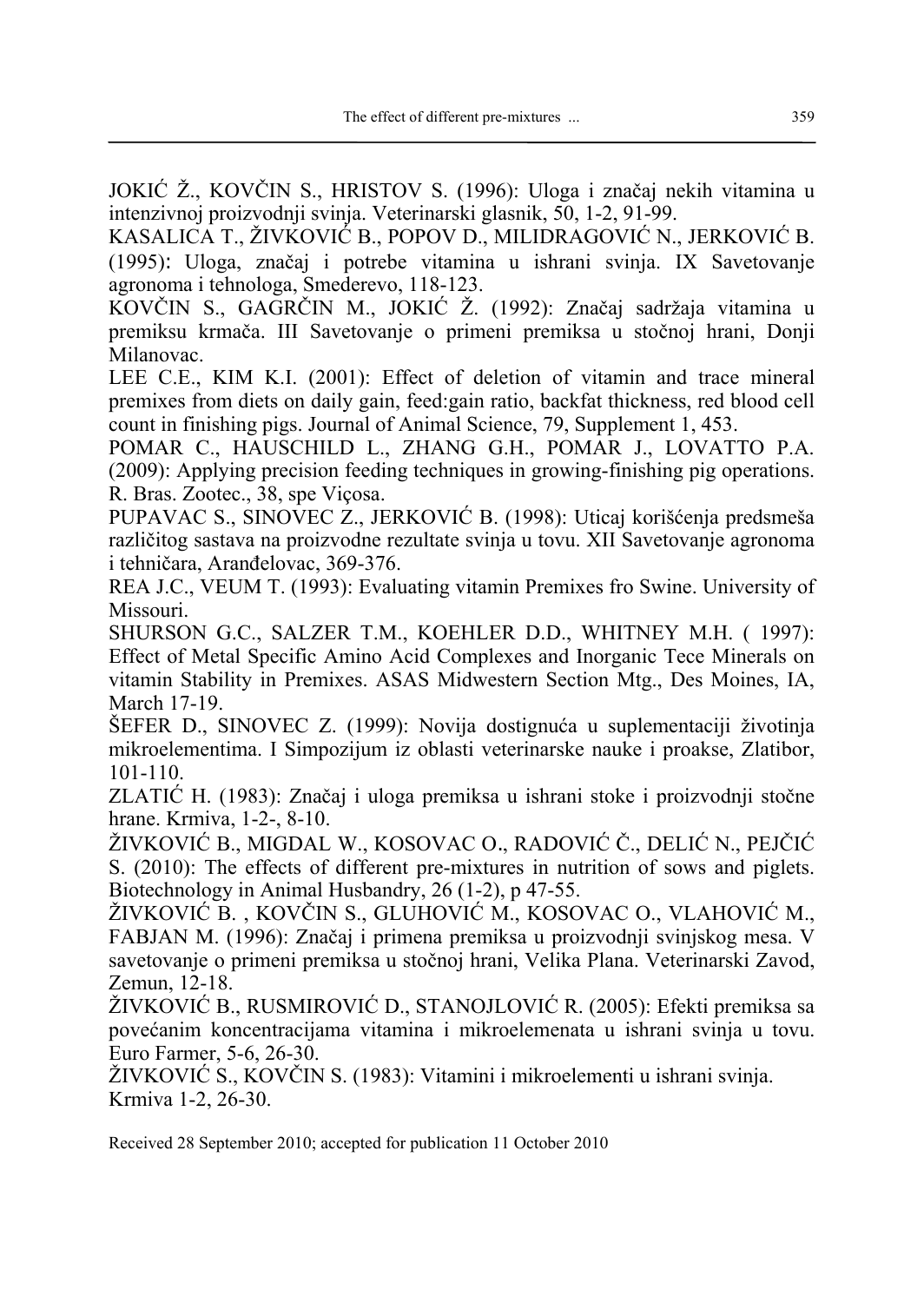JOKIĆ Ž., KOVČIN S., HRISTOV S. (1996): Uloga i značaj nekih vitamina u intenzivnoj proizvodnji svinja. Veterinarski glasnik, 50, 1-2, 91-99.

KASALICA T., ŽIVKOVIĆ B., POPOV D., MILIDRAGOVIĆ N., JERKOVIĆ B. (1995): Uloga, značaj i potrebe vitamina u ishrani svinja. IX Savetovanje agronoma i tehnologa, Smederevo, 118-123.

KOVČIN S., GAGRČIN M., JOKIĆ Ž. (1992): Značaj sadržaja vitamina u premiksu krmača. III Savetovanje o primeni premiksa u stočnoj hrani, Donji Milanovac.

LEE C.E., KIM K.I. (2001): Effect of deletion of vitamin and trace mineral premixes from diets on daily gain, feed:gain ratio, backfat thickness, red blood cell count in finishing pigs. Journal of Animal Science, 79, Supplement 1, 453.

POMAR C., HAUSCHILD L., ZHANG G.H., POMAR J., LOVATTO P.A. (2009): Applying precision feeding techniques in growing-finishing pig operations. R. Bras. Zootec., 38, spe Viçosa.

PUPAVAC S., SINOVEC Z., JERKOVIĆ B. (1998): Uticaj korišćenja predsmeša različitog sastava na proizvodne rezultate svinja u tovu. XII Savetovanje agronoma i tehničara, Aranđelovac, 369-376.

REA J.C., VEUM T. (1993): Evaluating vitamin Premixes fro Swine. University of Missouri.

SHURSON G.C., SALZER T.M., KOEHLER D.D., WHITNEY M.H. ( 1997): Effect of Metal Specific Amino Acid Complexes and Inorganic Tece Minerals on vitamin Stability in Premixes. ASAS Midwestern Section Mtg., Des Moines, IA, March 17-19.

ŠEFER D., SINOVEC Z. (1999): Novija dostignuća u suplementaciji životinja mikroelementima. I Simpozijum iz oblasti veterinarske nauke i proakse, Zlatibor, 101-110.

ZLATIĆ H. (1983): Značaj i uloga premiksa u ishrani stoke i proizvodnji stočne hrane. Krmiva, 1-2-, 8-10.

ŽIVKOVIĆ B., MIGDAL W., KOSOVAC O., RADOVIĆ Č., DELIĆ N., PEJČIĆ S. (2010): The effects of different pre-mixtures in nutrition of sows and piglets. Biotechnology in Animal Husbandry, 26 (1-2), p 47-55.

ŽIVKOVIĆ B. , KOVČIN S., GLUHOVIĆ M., KOSOVAC O., VLAHOVIĆ M., FABJAN M. (1996): Značaj i primena premiksa u proizvodnji svinjskog mesa. V savetovanje o primeni premiksa u stočnoj hrani, Velika Plana. Veterinarski Zavod, Zemun, 12-18.

ŽIVKOVIĆ B., RUSMIROVIĆ D., STANOJLOVIĆ R. (2005): Efekti premiksa sa povećanim koncentracijama vitamina i mikroelemenata u ishrani svinja u tovu. Euro Farmer, 5-6, 26-30.

ŽIVKOVIĆ S., KOVČIN S. (1983): Vitamini i mikroelementi u ishrani svinja. Krmiva 1-2, 26-30.

Received 28 September 2010; accepted for publication 11 October 2010